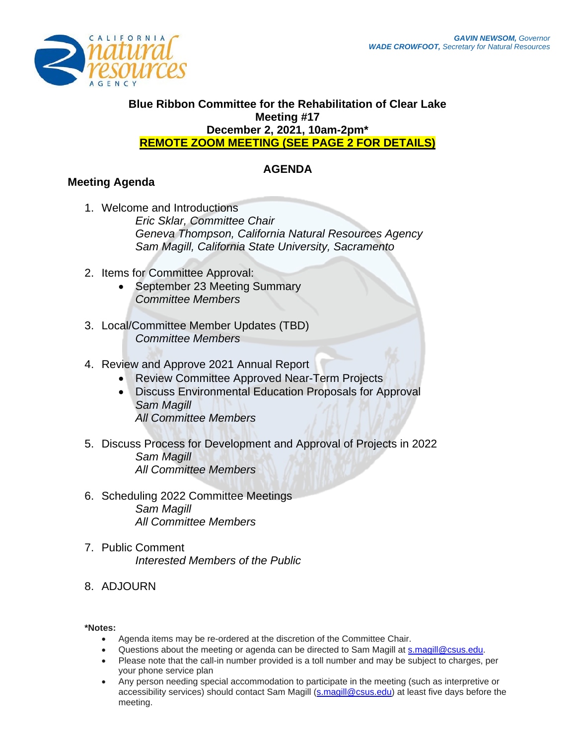**GAVIN NEWSOM,** *Governor*
**WADE CROWFOOT,** *Secretary for Natural Resources*

# Blue Ribbon Committee for the Rehabilitation of Clear Lake

**Meeting #17**
**December 2, 2021, 10am-2pm***
**REMOTE ZOOM MEETING (SEE PAGE 2 FOR DETAILS)**

## AGENDA

### Meeting Agenda

1. Welcome and Introductions
   *Eric Sklar, Committee Chair*
   *Geneva Thompson, California Natural Resources Agency*
   *Sam Magill, California State University, Sacramento*

2. Items for Committee Approval:
   - September 23 Meeting Summary
     *Committee Members*

3. Local/Committee Member Updates (TBD)
   *Committee Members*

4. Review and Approve 2021 Annual Report
   - Review Committee Approved Near-Term Projects
   - Discuss Environmental Education Proposals for Approval
     *Sam Magill*
     *All Committee Members*

5. Discuss Process for Development and Approval of Projects in 2022
   *Sam Magill*
   *All Committee Members*

6. Scheduling 2022 Committee Meetings
   *Sam Magill*
   *All Committee Members*

7. Public Comment
   *Interested Members of the Public*

8. ADJOURN

**\*Notes:**

- Agenda items may be re-ordered at the discretion of the Committee Chair.
- Questions about the meeting or agenda can be directed to Sam Magill at s.magill@csus.edu.
- Please note that the call-in number provided is a toll number and may be subject to charges, per your phone service plan
- Any person needing special accommodation to participate in the meeting (such as interpretive or accessibility services) should contact Sam Magill (s.magill@csus.edu) at least five days before the meeting.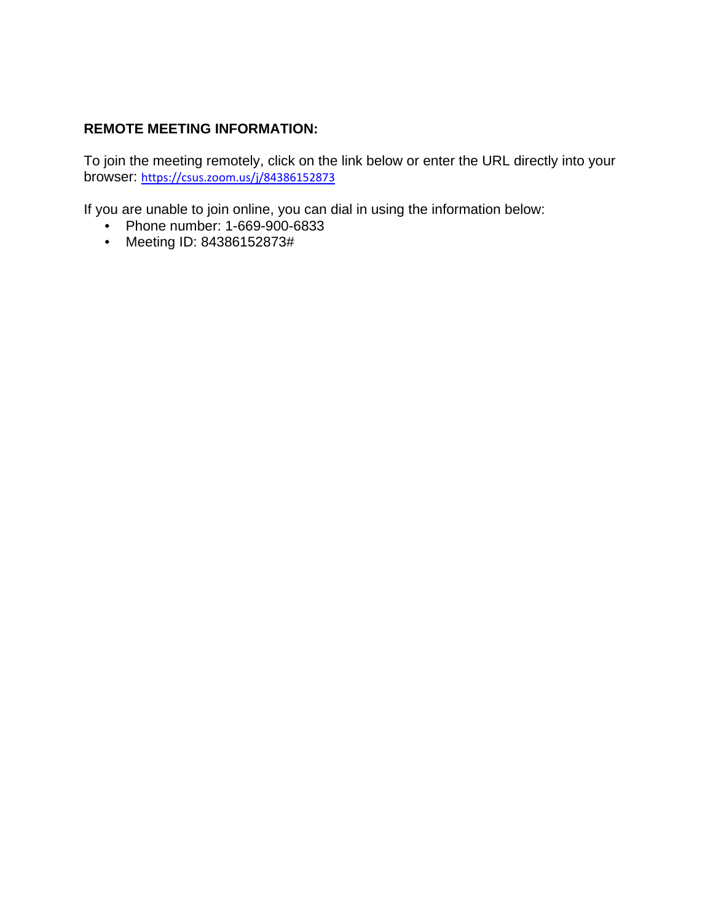**REMOTE MEETING INFORMATION:**

To join the meeting remotely, click on the link below or enter the URL directly into your browser: https://csus.zoom.us/j/84386152873

If you are unable to join online, you can dial in using the information below:

- Phone number: 1-669-900-6833
- Meeting ID: 84386152873#